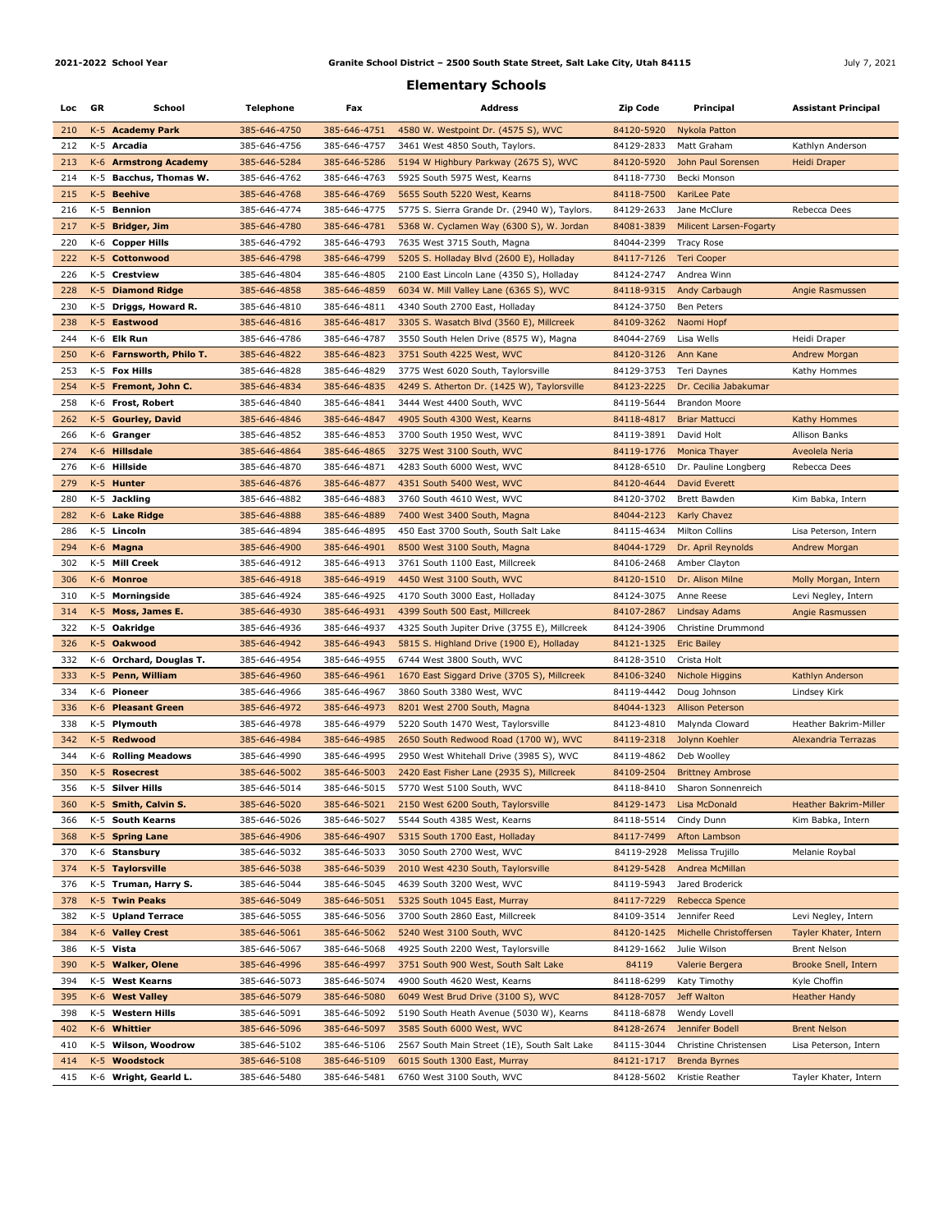2021-2022 School Year — Granite School District – 2500 South State Street, Salt Lake City, Utah 84115 — July 7, 2021

## Elementary Schools

| Loc | GR | School | Telephone | Fax | Address | Zip Code | Principal | Assistant Principal |
|---|---|---|---|---|---|---|---|---|
| 210 | K-5 | **Academy Park** | 385-646-4750 | 385-646-4751 | 4580 W. Westpoint Dr. (4575 S), WVC | 84120-5920 | Nykola Patton | |
| 212 | K-5 | **Arcadia** | 385-646-4756 | 385-646-4757 | 3461 West 4850 South, Taylors. | 84129-2833 | Matt Graham | Kathlyn Anderson |
| 213 | K-6 | **Armstrong Academy** | 385-646-5284 | 385-646-5286 | 5194 W Highbury Parkway (2675 S), WVC | 84120-5920 | John Paul Sorensen | Heidi Draper |
| 214 | K-5 | **Bacchus, Thomas W.** | 385-646-4762 | 385-646-4763 | 5925 South 5975 West, Kearns | 84118-7730 | Becki Monson | |
| 215 | K-5 | **Beehive** | 385-646-4768 | 385-646-4769 | 5655 South 5220 West, Kearns | 84118-7500 | KariLee Pate | |
| 216 | K-5 | **Bennion** | 385-646-4774 | 385-646-4775 | 5775 S. Sierra Grande Dr. (2940 W), Taylors. | 84129-2633 | Jane McClure | Rebecca Dees |
| 217 | K-5 | **Bridger, Jim** | 385-646-4780 | 385-646-4781 | 5368 W. Cyclamen Way (6300 S), W. Jordan | 84081-3839 | Milicent Larsen-Fogarty | |
| 220 | K-6 | **Copper Hills** | 385-646-4792 | 385-646-4793 | 7635 West 3715 South, Magna | 84044-2399 | Tracy Rose | |
| 222 | K-5 | **Cottonwood** | 385-646-4798 | 385-646-4799 | 5205 S. Holladay Blvd (2600 E), Holladay | 84117-7126 | Teri Cooper | |
| 226 | K-5 | **Crestview** | 385-646-4804 | 385-646-4805 | 2100 East Lincoln Lane (4350 S), Holladay | 84124-2747 | Andrea Winn | |
| 228 | K-5 | **Diamond Ridge** | 385-646-4858 | 385-646-4859 | 6034 W. Mill Valley Lane (6365 S), WVC | 84118-9315 | Andy Carbaugh | Angie Rasmussen |
| 230 | K-5 | **Driggs, Howard R.** | 385-646-4810 | 385-646-4811 | 4340 South 2700 East, Holladay | 84124-3750 | Ben Peters | |
| 238 | K-5 | **Eastwood** | 385-646-4816 | 385-646-4817 | 3305 S. Wasatch Blvd (3560 E), Millcreek | 84109-3262 | Naomi Hopf | |
| 244 | K-6 | **Elk Run** | 385-646-4786 | 385-646-4787 | 3550 South Helen Drive (8575 W), Magna | 84044-2769 | Lisa Wells | Heidi Draper |
| 250 | K-6 | **Farnsworth, Philo T.** | 385-646-4822 | 385-646-4823 | 3751 South 4225 West, WVC | 84120-3126 | Ann Kane | Andrew Morgan |
| 253 | K-5 | **Fox Hills** | 385-646-4828 | 385-646-4829 | 3775 West 6020 South, Taylorsville | 84129-3753 | Teri Daynes | Kathy Hommes |
| 254 | K-5 | **Fremont, John C.** | 385-646-4834 | 385-646-4835 | 4249 S. Atherton Dr. (1425 W), Taylorsville | 84123-2225 | Dr. Cecilia Jabakumar | |
| 258 | K-6 | **Frost, Robert** | 385-646-4840 | 385-646-4841 | 3444 West 4400 South, WVC | 84119-5644 | Brandon Moore | |
| 262 | K-5 | **Gourley, David** | 385-646-4846 | 385-646-4847 | 4905 South 4300 West, Kearns | 84118-4817 | Briar Mattucci | Kathy Hommes |
| 266 | K-6 | **Granger** | 385-646-4852 | 385-646-4853 | 3700 South 1950 West, WVC | 84119-3891 | David Holt | Allison Banks |
| 274 | K-6 | **Hillsdale** | 385-646-4864 | 385-646-4865 | 3275 West 3100 South, WVC | 84119-1776 | Monica Thayer | Aveolela Neria |
| 276 | K-6 | **Hillside** | 385-646-4870 | 385-646-4871 | 4283 South 6000 West, WVC | 84128-6510 | Dr. Pauline Longberg | Rebecca Dees |
| 279 | K-5 | **Hunter** | 385-646-4876 | 385-646-4877 | 4351 South 5400 West, WVC | 84120-4644 | David Everett | |
| 280 | K-5 | **Jackling** | 385-646-4882 | 385-646-4883 | 3760 South 4610 West, WVC | 84120-3702 | Brett Bawden | Kim Babka, Intern |
| 282 | K-6 | **Lake Ridge** | 385-646-4888 | 385-646-4889 | 7400 West 3400 South, Magna | 84044-2123 | Karly Chavez | |
| 286 | K-5 | **Lincoln** | 385-646-4894 | 385-646-4895 | 450 East 3700 South, South Salt Lake | 84115-4634 | Milton Collins | Lisa Peterson, Intern |
| 294 | K-6 | **Magna** | 385-646-4900 | 385-646-4901 | 8500 West 3100 South, Magna | 84044-1729 | Dr. April Reynolds | Andrew Morgan |
| 302 | K-5 | **Mill Creek** | 385-646-4912 | 385-646-4913 | 3761 South 1100 East, Millcreek | 84106-2468 | Amber Clayton | |
| 306 | K-6 | **Monroe** | 385-646-4918 | 385-646-4919 | 4450 West 3100 South, WVC | 84120-1510 | Dr. Alison Milne | Molly Morgan, Intern |
| 310 | K-5 | **Morningside** | 385-646-4924 | 385-646-4925 | 4170 South 3000 East, Holladay | 84124-3075 | Anne Reese | Levi Negley, Intern |
| 314 | K-5 | **Moss, James E.** | 385-646-4930 | 385-646-4931 | 4399 South 500 East, Millcreek | 84107-2867 | Lindsay Adams | Angie Rasmussen |
| 322 | K-5 | **Oakridge** | 385-646-4936 | 385-646-4937 | 4325 South Jupiter Drive (3755 E), Millcreek | 84124-3906 | Christine Drummond | |
| 326 | K-5 | **Oakwood** | 385-646-4942 | 385-646-4943 | 5815 S. Highland Drive (1900 E), Holladay | 84121-1325 | Eric Bailey | |
| 332 | K-6 | **Orchard, Douglas T.** | 385-646-4954 | 385-646-4955 | 6744 West 3800 South, WVC | 84128-3510 | Crista Holt | |
| 333 | K-5 | **Penn, William** | 385-646-4960 | 385-646-4961 | 1670 East Siggard Drive (3705 S), Millcreek | 84106-3240 | Nichole Higgins | Kathlyn Anderson |
| 334 | K-6 | **Pioneer** | 385-646-4966 | 385-646-4967 | 3860 South 3380 West, WVC | 84119-4442 | Doug Johnson | Lindsey Kirk |
| 336 | K-6 | **Pleasant Green** | 385-646-4972 | 385-646-4973 | 8201 West 2700 South, Magna | 84044-1323 | Allison Peterson | |
| 338 | K-5 | **Plymouth** | 385-646-4978 | 385-646-4979 | 5220 South 1470 West, Taylorsville | 84123-4810 | Malynda Cloward | Heather Bakrim-Miller |
| 342 | K-5 | **Redwood** | 385-646-4984 | 385-646-4985 | 2650 South Redwood Road (1700 W), WVC | 84119-2318 | Jolynn Koehler | Alexandria Terrazas |
| 344 | K-6 | **Rolling Meadows** | 385-646-4990 | 385-646-4995 | 2950 West Whitehall Drive (3985 S), WVC | 84119-4862 | Deb Woolley | |
| 350 | K-5 | **Rosecrest** | 385-646-5002 | 385-646-5003 | 2420 East Fisher Lane (2935 S), Millcreek | 84109-2504 | Brittney Ambrose | |
| 356 | K-5 | **Silver Hills** | 385-646-5014 | 385-646-5015 | 5770 West 5100 South, WVC | 84118-8410 | Sharon Sonnenreich | |
| 360 | K-5 | **Smith, Calvin S.** | 385-646-5020 | 385-646-5021 | 2150 West 6200 South, Taylorsville | 84129-1473 | Lisa McDonald | Heather Bakrim-Miller |
| 366 | K-5 | **South Kearns** | 385-646-5026 | 385-646-5027 | 5544 South 4385 West, Kearns | 84118-5514 | Cindy Dunn | Kim Babka, Intern |
| 368 | K-5 | **Spring Lane** | 385-646-4906 | 385-646-4907 | 5315 South 1700 East, Holladay | 84117-7499 | Afton Lambson | |
| 370 | K-6 | **Stansbury** | 385-646-5032 | 385-646-5033 | 3050 South 2700 West, WVC | 84119-2928 | Melissa Trujillo | Melanie Roybal |
| 374 | K-5 | **Taylorsville** | 385-646-5038 | 385-646-5039 | 2010 West 4230 South, Taylorsville | 84129-5428 | Andrea McMillan | |
| 376 | K-5 | **Truman, Harry S.** | 385-646-5044 | 385-646-5045 | 4639 South 3200 West, WVC | 84119-5943 | Jared Broderick | |
| 378 | K-5 | **Twin Peaks** | 385-646-5049 | 385-646-5051 | 5325 South 1045 East, Murray | 84117-7229 | Rebecca Spence | |
| 382 | K-5 | **Upland Terrace** | 385-646-5055 | 385-646-5056 | 3700 South 2860 East, Millcreek | 84109-3514 | Jennifer Reed | Levi Negley, Intern |
| 384 | K-6 | **Valley Crest** | 385-646-5061 | 385-646-5062 | 5240 West 3100 South, WVC | 84120-1425 | Michelle Christoffersen | Tayler Khater, Intern |
| 386 | K-5 | **Vista** | 385-646-5067 | 385-646-5068 | 4925 South 2200 West, Taylorsville | 84129-1662 | Julie Wilson | Brent Nelson |
| 390 | K-5 | **Walker, Olene** | 385-646-4996 | 385-646-4997 | 3751 South 900 West, South Salt Lake | 84119 | Valerie Bergera | Brooke Snell, Intern |
| 394 | K-5 | **West Kearns** | 385-646-5073 | 385-646-5074 | 4900 South 4620 West, Kearns | 84118-6299 | Katy Timothy | Kyle Choffin |
| 395 | K-6 | **West Valley** | 385-646-5079 | 385-646-5080 | 6049 West Brud Drive (3100 S), WVC | 84128-7057 | Jeff Walton | Heather Handy |
| 398 | K-5 | **Western Hills** | 385-646-5091 | 385-646-5092 | 5190 South Heath Avenue (5030 W), Kearns | 84118-6878 | Wendy Lovell | |
| 402 | K-6 | **Whittier** | 385-646-5096 | 385-646-5097 | 3585 South 6000 West, WVC | 84128-2674 | Jennifer Bodell | Brent Nelson |
| 410 | K-5 | **Wilson, Woodrow** | 385-646-5102 | 385-646-5106 | 2567 South Main Street (1E), South Salt Lake | 84115-3044 | Christine Christensen | Lisa Peterson, Intern |
| 414 | K-5 | **Woodstock** | 385-646-5108 | 385-646-5109 | 6015 South 1300 East, Murray | 84121-1717 | Brenda Byrnes | |
| 415 | K-6 | **Wright, Gearld L.** | 385-646-5480 | 385-646-5481 | 6760 West 3100 South, WVC | 84128-5602 | Kristie Reather | Tayler Khater, Intern |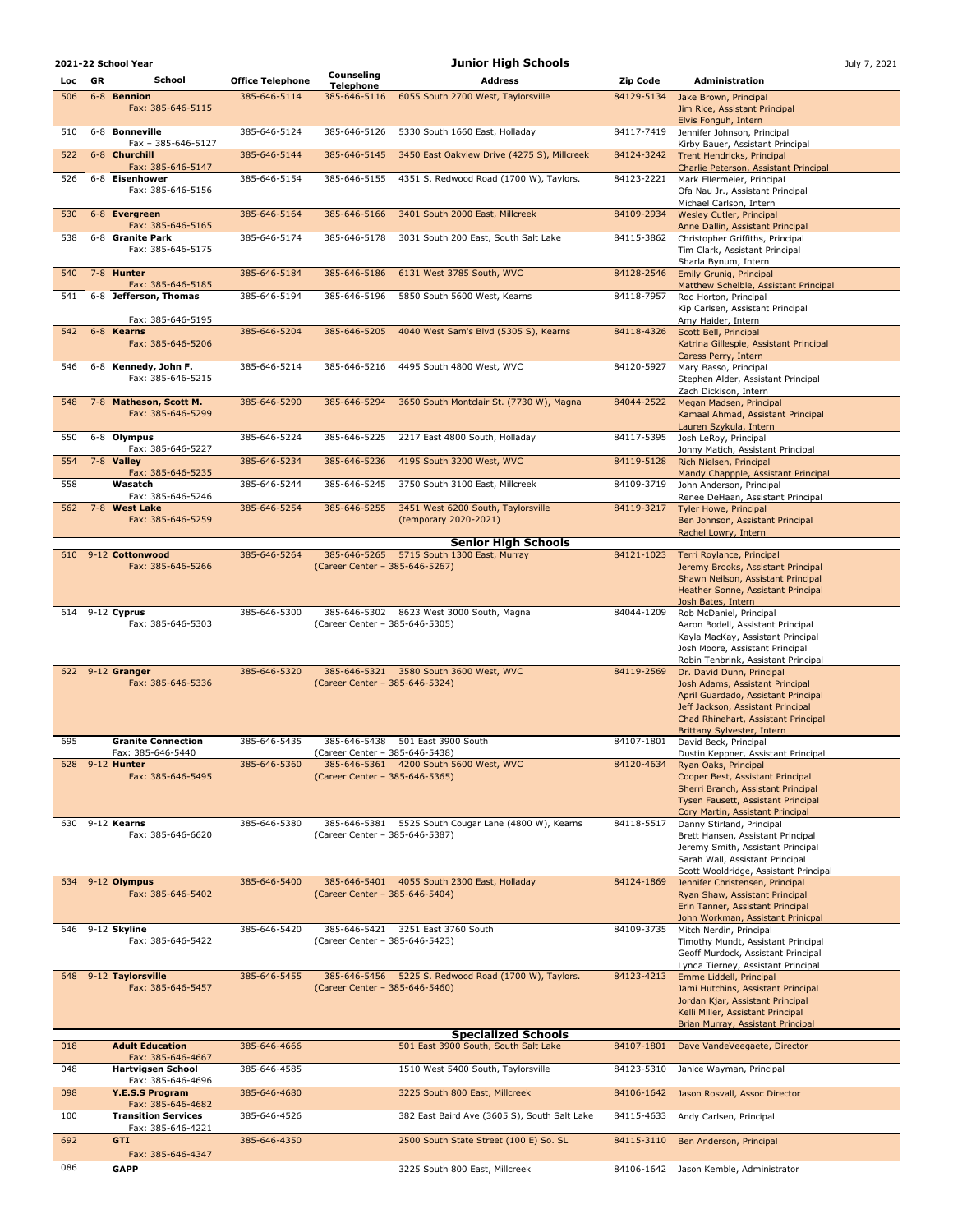**2021-22 School Year**

July 7, 2021

## Junior High Schools

| Loc | GR | School | Office Telephone | Counseling Telephone | Address | Zip Code | Administration |
|---|---|---|---|---|---|---|---|
| 506 | 6-8 | **Bennion** Fax: 385-646-5115 | 385-646-5114 | 385-646-5116 | 6055 South 2700 West, Taylorsville | 84129-5134 | Jake Brown, Principal<br>Jim Rice, Assistant Principal<br>Elvis Fonguh, Intern |
| 510 | 6-8 | **Bonneville** Fax – 385-646-5127 | 385-646-5124 | 385-646-5126 | 5330 South 1660 East, Holladay | 84117-7419 | Jennifer Johnson, Principal<br>Kirby Bauer, Assistant Principal |
| 522 | 6-8 | **Churchill** Fax: 385-646-5147 | 385-646-5144 | 385-646-5145 | 3450 East Oakview Drive (4275 S), Millcreek | 84124-3242 | Trent Hendricks, Principal<br>Charlie Peterson, Assistant Principal |
| 526 | 6-8 | **Eisenhower** Fax: 385-646-5156 | 385-646-5154 | 385-646-5155 | 4351 S. Redwood Road (1700 W), Taylors. | 84123-2221 | Mark Ellermeier, Principal<br>Ofa Nau Jr., Assistant Principal<br>Michael Carlson, Intern |
| 530 | 6-8 | **Evergreen** Fax: 385-646-5165 | 385-646-5164 | 385-646-5166 | 3401 South 2000 East, Millcreek | 84109-2934 | Wesley Cutler, Principal<br>Anne Dallin, Assistant Principal |
| 538 | 6-8 | **Granite Park** Fax: 385-646-5175 | 385-646-5174 | 385-646-5178 | 3031 South 200 East, South Salt Lake | 84115-3862 | Christopher Griffiths, Principal<br>Tim Clark, Assistant Principal<br>Sharla Bynum, Intern |
| 540 | 7-8 | **Hunter** Fax: 385-646-5185 | 385-646-5184 | 385-646-5186 | 6131 West 3785 South, WVC | 84128-2546 | Emily Grunig, Principal<br>Matthew Schelble, Assistant Principal |
| 541 | 6-8 | **Jefferson, Thomas** Fax: 385-646-5195 | 385-646-5194 | 385-646-5196 | 5850 South 5600 West, Kearns | 84118-7957 | Rod Horton, Principal<br>Kip Carlsen, Assistant Principal<br>Amy Haider, Intern |
| 542 | 6-8 | **Kearns** Fax: 385-646-5206 | 385-646-5204 | 385-646-5205 | 4040 West Sam's Blvd (5305 S), Kearns | 84118-4326 | Scott Bell, Principal<br>Katrina Gillespie, Assistant Principal<br>Caress Perry, Intern |
| 546 | 6-8 | **Kennedy, John F.** Fax: 385-646-5215 | 385-646-5214 | 385-646-5216 | 4495 South 4800 West, WVC | 84120-5927 | Mary Basso, Principal<br>Stephen Alder, Assistant Principal<br>Zach Dickison, Intern |
| 548 | 7-8 | **Matheson, Scott M.** Fax: 385-646-5299 | 385-646-5290 | 385-646-5294 | 3650 South Montclair St. (7730 W), Magna | 84044-2522 | Megan Madsen, Principal<br>Kamaal Ahmad, Assistant Principal<br>Lauren Szykula, Intern |
| 550 | 6-8 | **Olympus** Fax: 385-646-5227 | 385-646-5224 | 385-646-5225 | 2217 East 4800 South, Holladay | 84117-5395 | Josh LeRoy, Principal<br>Jonny Matich, Assistant Principal |
| 554 | 7-8 | **Valley** Fax: 385-646-5235 | 385-646-5234 | 385-646-5236 | 4195 South 3200 West, WVC | 84119-5128 | Rich Nielsen, Principal<br>Mandy Chappple, Assistant Principal |
| 558 | | **Wasatch** Fax: 385-646-5246 | 385-646-5244 | 385-646-5245 | 3750 South 3100 East, Millcreek | 84109-3719 | John Anderson, Principal<br>Renee DeHaan, Assistant Principal |
| 562 | 7-8 | **West Lake** Fax: 385-646-5259 | 385-646-5254 | 385-646-5255 | 3451 West 6200 South, Taylorsville (temporary 2020-2021) | 84119-3217 | Tyler Howe, Principal<br>Ben Johnson, Assistant Principal<br>Rachel Lowry, Intern |

## Senior High Schools

| Loc | GR | School | Office Telephone | Counseling Telephone | Address | Zip Code | Administration |
|---|---|---|---|---|---|---|---|
| 610 | 9-12 | **Cottonwood** Fax: 385-646-5266 | 385-646-5264 | 385-646-5265 (Career Center – 385-646-5267) | 5715 South 1300 East, Murray | 84121-1023 | Terri Roylance, Principal<br>Jeremy Brooks, Assistant Principal<br>Shawn Neilson, Assistant Principal<br>Heather Sonne, Assistant Principal<br>Josh Bates, Intern |
| 614 | 9-12 | **Cyprus** Fax: 385-646-5303 | 385-646-5300 | 385-646-5302 (Career Center – 385-646-5305) | 8623 West 3000 South, Magna | 84044-1209 | Rob McDaniel, Principal<br>Aaron Bodell, Assistant Principal<br>Kayla MacKay, Assistant Principal<br>Josh Moore, Assistant Principal<br>Robin Tenbrink, Assistant Principal |
| 622 | 9-12 | **Granger** Fax: 385-646-5336 | 385-646-5320 | 385-646-5321 (Career Center – 385-646-5324) | 3580 South 3600 West, WVC | 84119-2569 | Dr. David Dunn, Principal<br>Josh Adams, Assistant Principal<br>April Guardado, Assistant Principal<br>Jeff Jackson, Assistant Principal<br>Chad Rhinehart, Assistant Principal<br>Brittany Sylvester, Intern |
| 695 | | **Granite Connection** Fax: 385-646-5440 | 385-646-5435 | 385-646-5438 (Career Center – 385-646-5438) | 501 East 3900 South | 84107-1801 | David Beck, Principal<br>Dustin Keppner, Assistant Principal |
| 628 | 9-12 | **Hunter** Fax: 385-646-5495 | 385-646-5360 | 385-646-5361 (Career Center – 385-646-5365) | 4200 South 5600 West, WVC | 84120-4634 | Ryan Oaks, Principal<br>Cooper Best, Assistant Principal<br>Sherri Branch, Assistant Principal<br>Tysen Fausett, Assistant Principal<br>Cory Martin, Assistant Principal |
| 630 | 9-12 | **Kearns** Fax: 385-646-6620 | 385-646-5380 | 385-646-5381 (Career Center – 385-646-5387) | 5525 South Cougar Lane (4800 W), Kearns | 84118-5517 | Danny Stirland, Principal<br>Brett Hansen, Assistant Principal<br>Jeremy Smith, Assistant Principal<br>Sarah Wall, Assistant Principal<br>Scott Wooldridge, Assistant Principal |
| 634 | 9-12 | **Olympus** Fax: 385-646-5402 | 385-646-5400 | 385-646-5401 (Career Center – 385-646-5404) | 4055 South 2300 East, Holladay | 84124-1869 | Jennifer Christensen, Principal<br>Ryan Shaw, Assistant Principal<br>Erin Tanner, Assistant Principal<br>John Workman, Assistant Prinicpal |
| 646 | 9-12 | **Skyline** Fax: 385-646-5422 | 385-646-5420 | 385-646-5421 (Career Center – 385-646-5423) | 3251 East 3760 South | 84109-3735 | Mitch Nerdin, Principal<br>Timothy Mundt, Assistant Principal<br>Geoff Murdock, Assistant Principal<br>Lynda Tierney, Assistant Principal |
| 648 | 9-12 | **Taylorsville** Fax: 385-646-5457 | 385-646-5455 | 385-646-5456 (Career Center – 385-646-5460) | 5225 S. Redwood Road (1700 W), Taylors. | 84123-4213 | Emme Liddell, Principal<br>Jami Hutchins, Assistant Principal<br>Jordan Kjar, Assistant Principal<br>Kelli Miller, Assistant Principal<br>Brian Murray, Assistant Principal |

## Specialized Schools

| Loc | GR | School | Office Telephone | Counseling Telephone | Address | Zip Code | Administration |
|---|---|---|---|---|---|---|---|
| 018 | | **Adult Education** Fax: 385-646-4667 | 385-646-4666 | | 501 East 3900 South, South Salt Lake | 84107-1801 | Dave VandeVeegaete, Director |
| 048 | | **Hartvigsen School** Fax: 385-646-4696 | 385-646-4585 | | 1510 West 5400 South, Taylorsville | 84123-5310 | Janice Wayman, Principal |
| 098 | | **Y.E.S.S Program** Fax: 385-646-4682 | 385-646-4680 | | 3225 South 800 East, Millcreek | 84106-1642 | Jason Rosvall, Assoc Director |
| 100 | | **Transition Services** Fax: 385-646-4221 | 385-646-4526 | | 382 East Baird Ave (3605 S), South Salt Lake | 84115-4633 | Andy Carlsen, Principal |
| 692 | | **GTI** Fax: 385-646-4347 | 385-646-4350 | | 2500 South State Street (100 E) So. SL | 84115-3110 | Ben Anderson, Principal |
| 086 | | **GAPP** | | | 3225 South 800 East, Millcreek | 84106-1642 | Jason Kemble, Administrator |